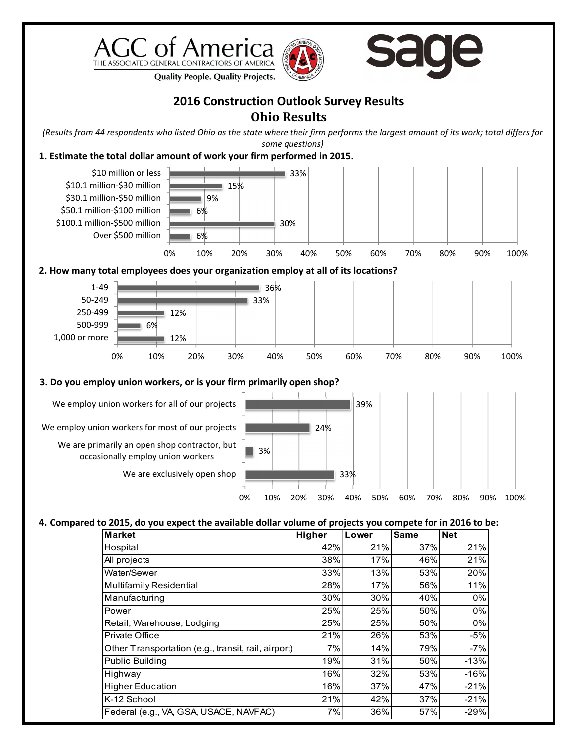AGC of America
THE ASSOCIATED GENERAL CONTRACTORS OF AMERICA
Quality People. Quality Projects.

sage

# 2016 Construction Outlook Survey Results

## Ohio Results

*(Results from 44 respondents who listed Ohio as the state where their firm performs the largest amount of its work; total differs for some questions)*

**1. Estimate the total dollar amount of work your firm performed in 2015.**

| Response | Percent |
|---|---|
| $10 million or less | 33% |
| $10.1 million-$30 million | 15% |
| $30.1 million-$50 million | 9% |
| $50.1 million-$100 million | 6% |
| $100.1 million-$500 million | 30% |
| Over $500 million | 6% |

**2. How many total employees does your organization employ at all of its locations?**

| Response | Percent |
|---|---|
| 1-49 | 36% |
| 50-249 | 33% |
| 250-499 | 12% |
| 500-999 | 6% |
| 1,000 or more | 12% |

**3. Do you employ union workers, or is your firm primarily open shop?**

| Response | Percent |
|---|---|
| We employ union workers for all of our projects | 39% |
| We employ union workers for most of our projects | 24% |
| We are primarily an open shop contractor, but occasionally employ union workers | 3% |
| We are exclusively open shop | 33% |

**4. Compared to 2015, do you expect the available dollar volume of projects you compete for in 2016 to be:**

| Market | Higher | Lower | Same | Net |
|---|---|---|---|---|
| Hospital | 42% | 21% | 37% | 21% |
| All projects | 38% | 17% | 46% | 21% |
| Water/Sewer | 33% | 13% | 53% | 20% |
| Multifamily Residential | 28% | 17% | 56% | 11% |
| Manufacturing | 30% | 30% | 40% | 0% |
| Power | 25% | 25% | 50% | 0% |
| Retail, Warehouse, Lodging | 25% | 25% | 50% | 0% |
| Private Office | 21% | 26% | 53% | -5% |
| Other Transportation (e.g., transit, rail, airport) | 7% | 14% | 79% | -7% |
| Public Building | 19% | 31% | 50% | -13% |
| Highway | 16% | 32% | 53% | -16% |
| Higher Education | 16% | 37% | 47% | -21% |
| K-12 School | 21% | 42% | 37% | -21% |
| Federal (e.g., VA, GSA, USACE, NAVFAC) | 7% | 36% | 57% | -29% |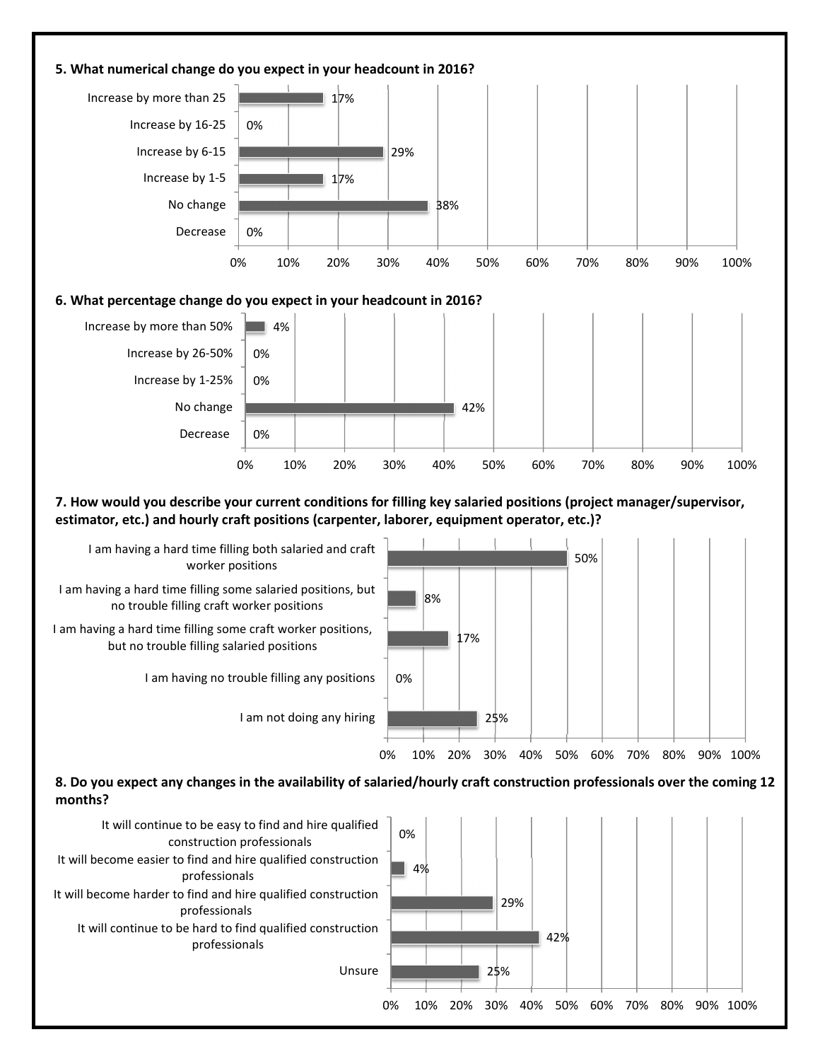**5. What numerical change do you expect in your headcount in 2016?**

| Response | Percentage |
|---|---|
| Increase by more than 25 | 17% |
| Increase by 16-25 | 0% |
| Increase by 6-15 | 29% |
| Increase by 1-5 | 17% |
| No change | 38% |
| Decrease | 0% |

**6. What percentage change do you expect in your headcount in 2016?**

| Response | Percentage |
|---|---|
| Increase by more than 50% | 4% |
| Increase by 26-50% | 0% |
| Increase by 1-25% | 0% |
| No change | 42% |
| Decrease | 0% |

**7. How would you describe your current conditions for filling key salaried positions (project manager/supervisor, estimator, etc.) and hourly craft positions (carpenter, laborer, equipment operator, etc.)?**

| Response | Percentage |
|---|---|
| I am having a hard time filling both salaried and craft worker positions | 50% |
| I am having a hard time filling some salaried positions, but no trouble filling craft worker positions | 8% |
| I am having a hard time filling some craft worker positions, but no trouble filling salaried positions | 17% |
| I am having no trouble filling any positions | 0% |
| I am not doing any hiring | 25% |

**8. Do you expect any changes in the availability of salaried/hourly craft construction professionals over the coming 12 months?**

| Response | Percentage |
|---|---|
| It will continue to be easy to find and hire qualified construction professionals | 0% |
| It will become easier to find and hire qualified construction professionals | 4% |
| It will become harder to find and hire qualified construction professionals | 29% |
| It will continue to be hard to find qualified construction professionals | 42% |
| Unsure | 25% |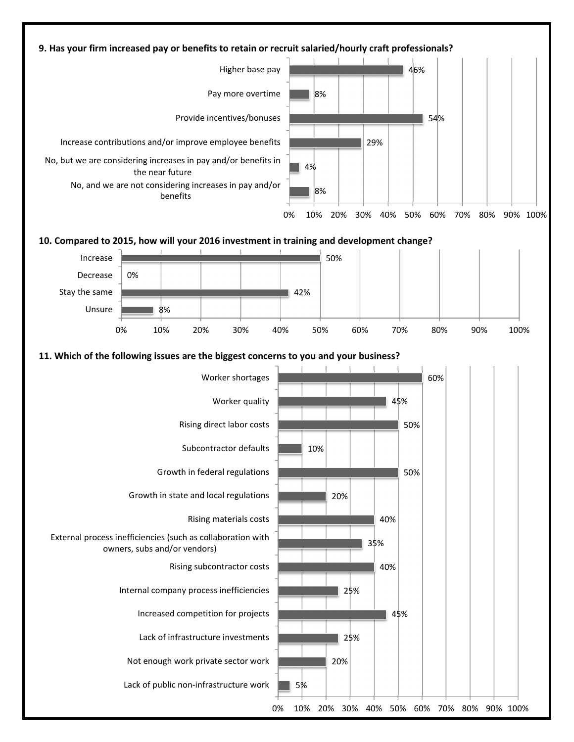**9. Has your firm increased pay or benefits to retain or recruit salaried/hourly craft professionals?**

| Response | Percent |
| --- | --- |
| Higher base pay | 46% |
| Pay more overtime | 8% |
| Provide incentives/bonuses | 54% |
| Increase contributions and/or improve employee benefits | 29% |
| No, but we are considering increases in pay and/or benefits in the near future | 4% |
| No, and we are not considering increases in pay and/or benefits | 8% |

**10. Compared to 2015, how will your 2016 investment in training and development change?**

| Response | Percent |
| --- | --- |
| Increase | 50% |
| Decrease | 0% |
| Stay the same | 42% |
| Unsure | 8% |

**11. Which of the following issues are the biggest concerns to you and your business?**

| Issue | Percent |
| --- | --- |
| Worker shortages | 60% |
| Worker quality | 45% |
| Rising direct labor costs | 50% |
| Subcontractor defaults | 10% |
| Growth in federal regulations | 50% |
| Growth in state and local regulations | 20% |
| Rising materials costs | 40% |
| External process inefficiencies (such as collaboration with owners, subs and/or vendors) | 35% |
| Rising subcontractor costs | 40% |
| Internal company process inefficiencies | 25% |
| Increased competition for projects | 45% |
| Lack of infrastructure investments | 25% |
| Not enough work private sector work | 20% |
| Lack of public non-infrastructure work | 5% |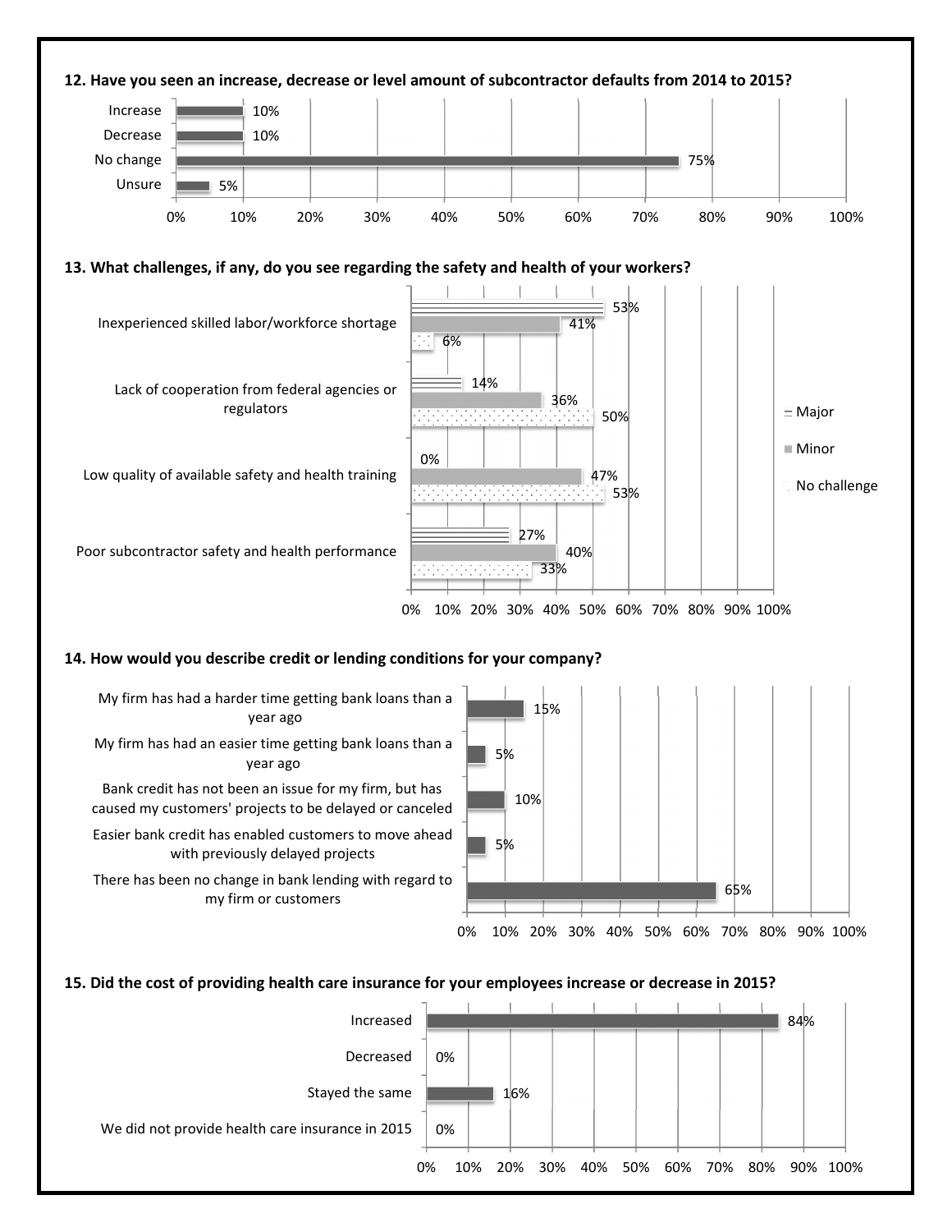**12. Have you seen an increase, decrease or level amount of subcontractor defaults from 2014 to 2015?**

| Response | Percentage |
|---|---|
| Increase | 10% |
| Decrease | 10% |
| No change | 75% |
| Unsure | 5% |

**13. What challenges, if any, do you see regarding the safety and health of your workers?**

| Challenge | Major | Minor | No challenge |
|---|---|---|---|
| Inexperienced skilled labor/workforce shortage | 53% | 41% | 6% |
| Lack of cooperation from federal agencies or regulators | 14% | 36% | 50% |
| Low quality of available safety and health training | 0% | 47% | 53% |
| Poor subcontractor safety and health performance | 27% | 40% | 33% |

**14. How would you describe credit or lending conditions for your company?**

| Response | Percentage |
|---|---|
| My firm has had a harder time getting bank loans than a year ago | 15% |
| My firm has had an easier time getting bank loans than a year ago | 5% |
| Bank credit has not been an issue for my firm, but has caused my customers' projects to be delayed or canceled | 10% |
| Easier bank credit has enabled customers to move ahead with previously delayed projects | 5% |
| There has been no change in bank lending with regard to my firm or customers | 65% |

**15. Did the cost of providing health care insurance for your employees increase or decrease in 2015?**

| Response | Percentage |
|---|---|
| Increased | 84% |
| Decreased | 0% |
| Stayed the same | 16% |
| We did not provide health care insurance in 2015 | 0% |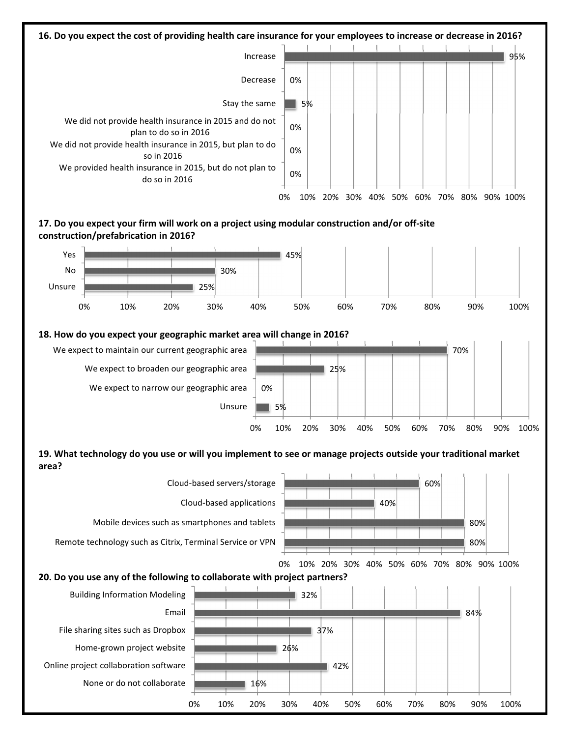**16. Do you expect the cost of providing health care insurance for your employees to increase or decrease in 2016?**

| Response | Percent |
|---|---|
| Increase | 95% |
| Decrease | 0% |
| Stay the same | 5% |
| We did not provide health insurance in 2015 and do not plan to do so in 2016 | 0% |
| We did not provide health insurance in 2015, but plan to do so in 2016 | 0% |
| We provided health insurance in 2015, but do not plan to do so in 2016 | 0% |

**17. Do you expect your firm will work on a project using modular construction and/or off-site construction/prefabrication in 2016?**

| Response | Percent |
|---|---|
| Yes | 45% |
| No | 30% |
| Unsure | 25% |

**18. How do you expect your geographic market area will change in 2016?**

| Response | Percent |
|---|---|
| We expect to maintain our current geographic area | 70% |
| We expect to broaden our geographic area | 25% |
| We expect to narrow our geographic area | 0% |
| Unsure | 5% |

**19. What technology do you use or will you implement to see or manage projects outside your traditional market area?**

| Response | Percent |
|---|---|
| Cloud-based servers/storage | 60% |
| Cloud-based applications | 40% |
| Mobile devices such as smartphones and tablets | 80% |
| Remote technology such as Citrix, Terminal Service or VPN | 80% |

**20. Do you use any of the following to collaborate with project partners?**

| Response | Percent |
|---|---|
| Building Information Modeling | 32% |
| Email | 84% |
| File sharing sites such as Dropbox | 37% |
| Home-grown project website | 26% |
| Online project collaboration software | 42% |
| None or do not collaborate | 16% |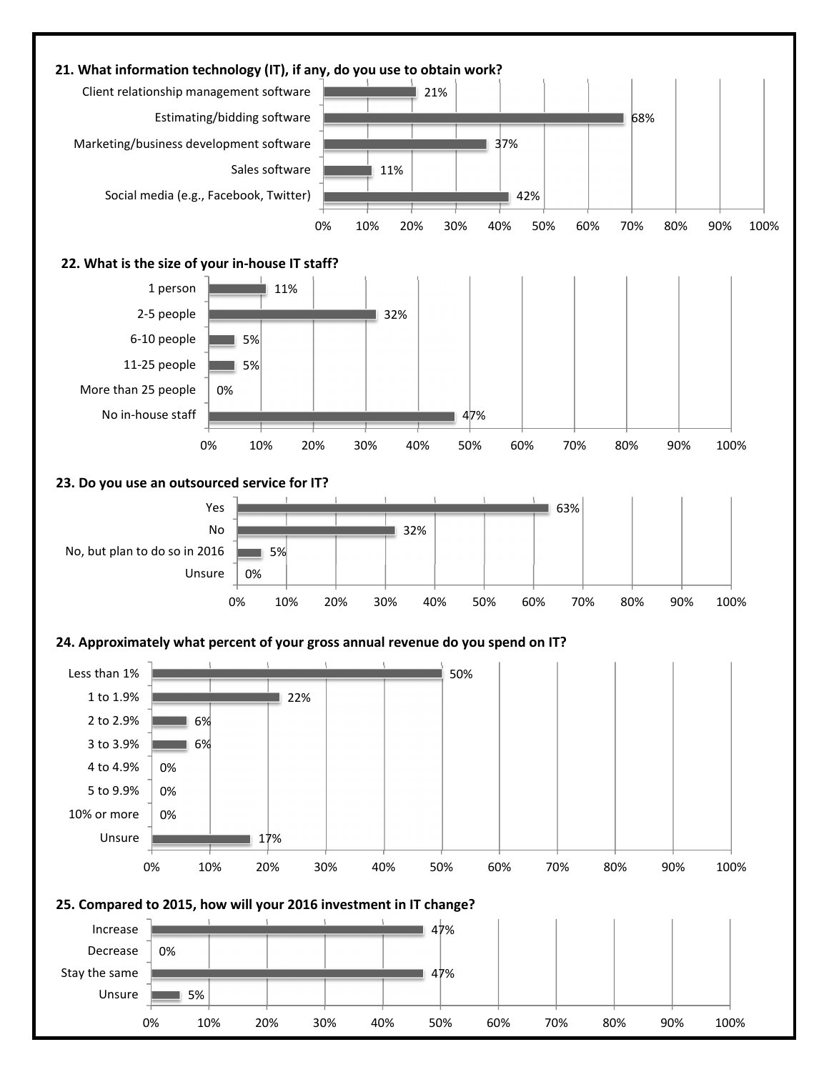**21. What information technology (IT), if any, do you use to obtain work?**

| Response | Percent |
|---|---|
| Client relationship management software | 21% |
| Estimating/bidding software | 68% |
| Marketing/business development software | 37% |
| Sales software | 11% |
| Social media (e.g., Facebook, Twitter) | 42% |

**22. What is the size of your in-house IT staff?**

| Response | Percent |
|---|---|
| 1 person | 11% |
| 2-5 people | 32% |
| 6-10 people | 5% |
| 11-25 people | 5% |
| More than 25 people | 0% |
| No in-house staff | 47% |

**23. Do you use an outsourced service for IT?**

| Response | Percent |
|---|---|
| Yes | 63% |
| No | 32% |
| No, but plan to do so in 2016 | 5% |
| Unsure | 0% |

**24. Approximately what percent of your gross annual revenue do you spend on IT?**

| Response | Percent |
|---|---|
| Less than 1% | 50% |
| 1 to 1.9% | 22% |
| 2 to 2.9% | 6% |
| 3 to 3.9% | 6% |
| 4 to 4.9% | 0% |
| 5 to 9.9% | 0% |
| 10% or more | 0% |
| Unsure | 17% |

**25. Compared to 2015, how will your 2016 investment in IT change?**

| Response | Percent |
|---|---|
| Increase | 47% |
| Decrease | 0% |
| Stay the same | 47% |
| Unsure | 5% |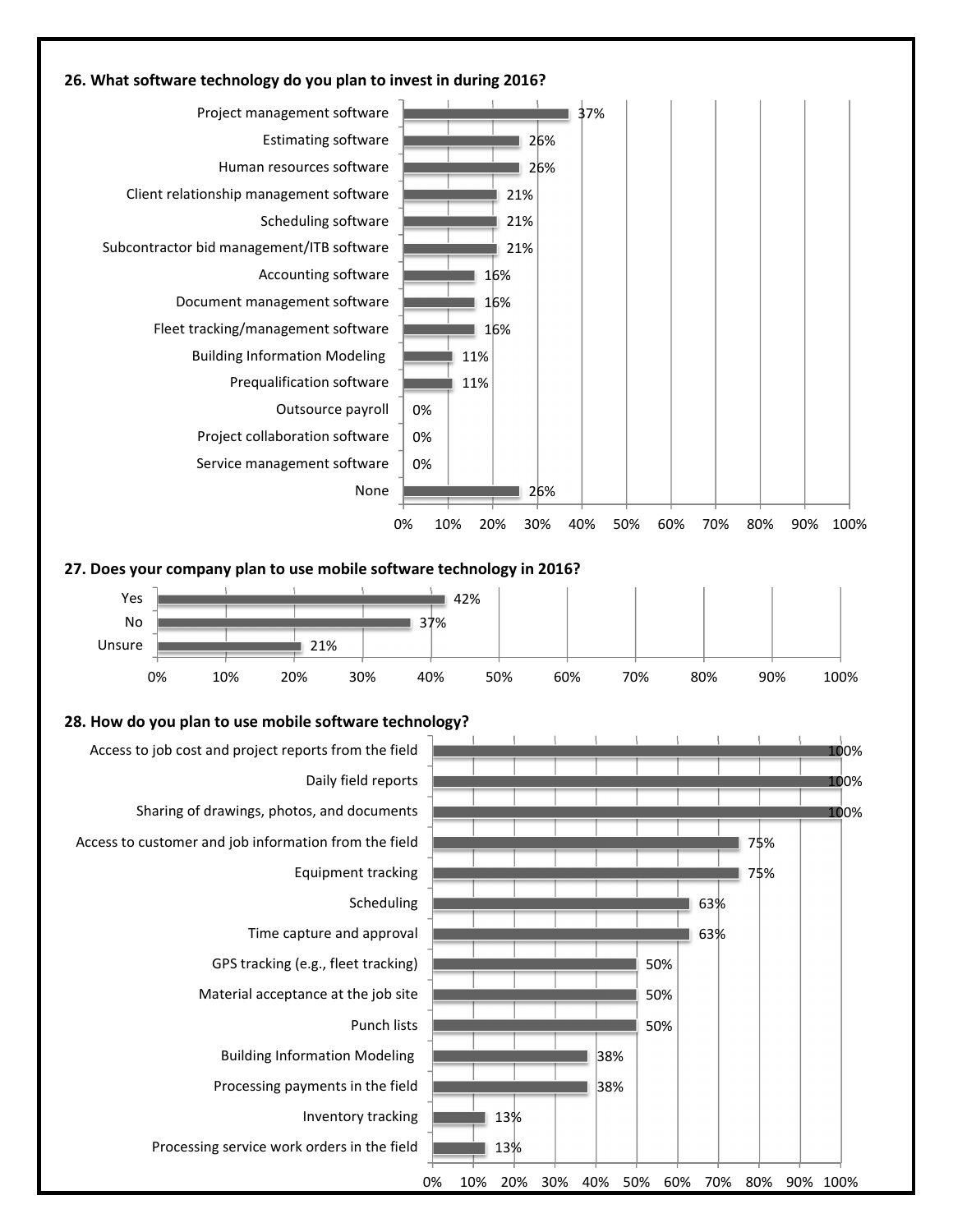**26. What software technology do you plan to invest in during 2016?**

| Software technology | Percentage |
| --- | --- |
| Project management software | 37% |
| Estimating software | 26% |
| Human resources software | 26% |
| Client relationship management software | 21% |
| Scheduling software | 21% |
| Subcontractor bid management/ITB software | 21% |
| Accounting software | 16% |
| Document management software | 16% |
| Fleet tracking/management software | 16% |
| Building Information Modeling | 11% |
| Prequalification software | 11% |
| Outsource payroll | 0% |
| Project collaboration software | 0% |
| Service management software | 0% |
| None | 26% |

**27. Does your company plan to use mobile software technology in 2016?**

| Response | Percentage |
| --- | --- |
| Yes | 42% |
| No | 37% |
| Unsure | 21% |

**28. How do you plan to use mobile software technology?**

| Use | Percentage |
| --- | --- |
| Access to job cost and project reports from the field | 100% |
| Daily field reports | 100% |
| Sharing of drawings, photos, and documents | 100% |
| Access to customer and job information from the field | 75% |
| Equipment tracking | 75% |
| Scheduling | 63% |
| Time capture and approval | 63% |
| GPS tracking (e.g., fleet tracking) | 50% |
| Material acceptance at the job site | 50% |
| Punch lists | 50% |
| Building Information Modeling | 38% |
| Processing payments in the field | 38% |
| Inventory tracking | 13% |
| Processing service work orders in the field | 13% |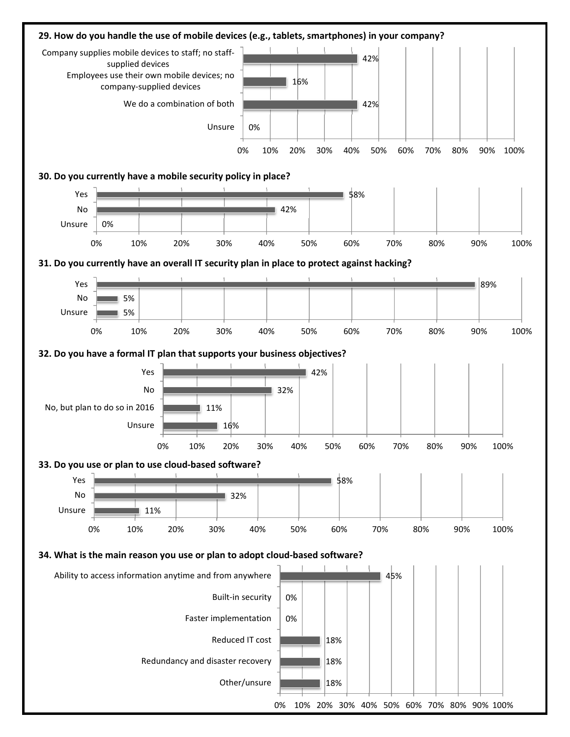**29. How do you handle the use of mobile devices (e.g., tablets, smartphones) in your company?**

| Response | Percentage |
| --- | --- |
| Company supplies mobile devices to staff; no staff-supplied devices | 42% |
| Employees use their own mobile devices; no company-supplied devices | 16% |
| We do a combination of both | 42% |
| Unsure | 0% |

**30. Do you currently have a mobile security policy in place?**

| Response | Percentage |
| --- | --- |
| Yes | 58% |
| No | 42% |
| Unsure | 0% |

**31. Do you currently have an overall IT security plan in place to protect against hacking?**

| Response | Percentage |
| --- | --- |
| Yes | 89% |
| No | 5% |
| Unsure | 5% |

**32. Do you have a formal IT plan that supports your business objectives?**

| Response | Percentage |
| --- | --- |
| Yes | 42% |
| No | 32% |
| No, but plan to do so in 2016 | 11% |
| Unsure | 16% |

**33. Do you use or plan to use cloud-based software?**

| Response | Percentage |
| --- | --- |
| Yes | 58% |
| No | 32% |
| Unsure | 11% |

**34. What is the main reason you use or plan to adopt cloud-based software?**

| Response | Percentage |
| --- | --- |
| Ability to access information anytime and from anywhere | 45% |
| Built-in security | 0% |
| Faster implementation | 0% |
| Reduced IT cost | 18% |
| Redundancy and disaster recovery | 18% |
| Other/unsure | 18% |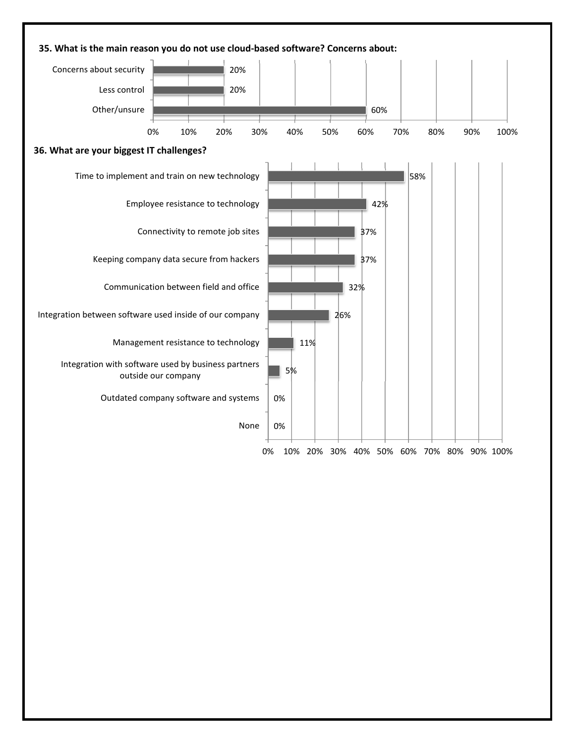**35. What is the main reason you do not use cloud-based software? Concerns about:**

Concerns about security 20%

Less control 20%

Other/unsure 60%

0% 10% 20% 30% 40% 50% 60% 70% 80% 90% 100%

**36. What are your biggest IT challenges?**

Time to implement and train on new technology 58%

Employee resistance to technology 42%

Connectivity to remote job sites 37%

Keeping company data secure from hackers 37%

Communication between field and office 32%

Integration between software used inside of our company 26%

Management resistance to technology 11%

Integration with software used by business partners outside our company 5%

Outdated company software and systems 0%

None 0%

0% 10% 20% 30% 40% 50% 60% 70% 80% 90% 100%